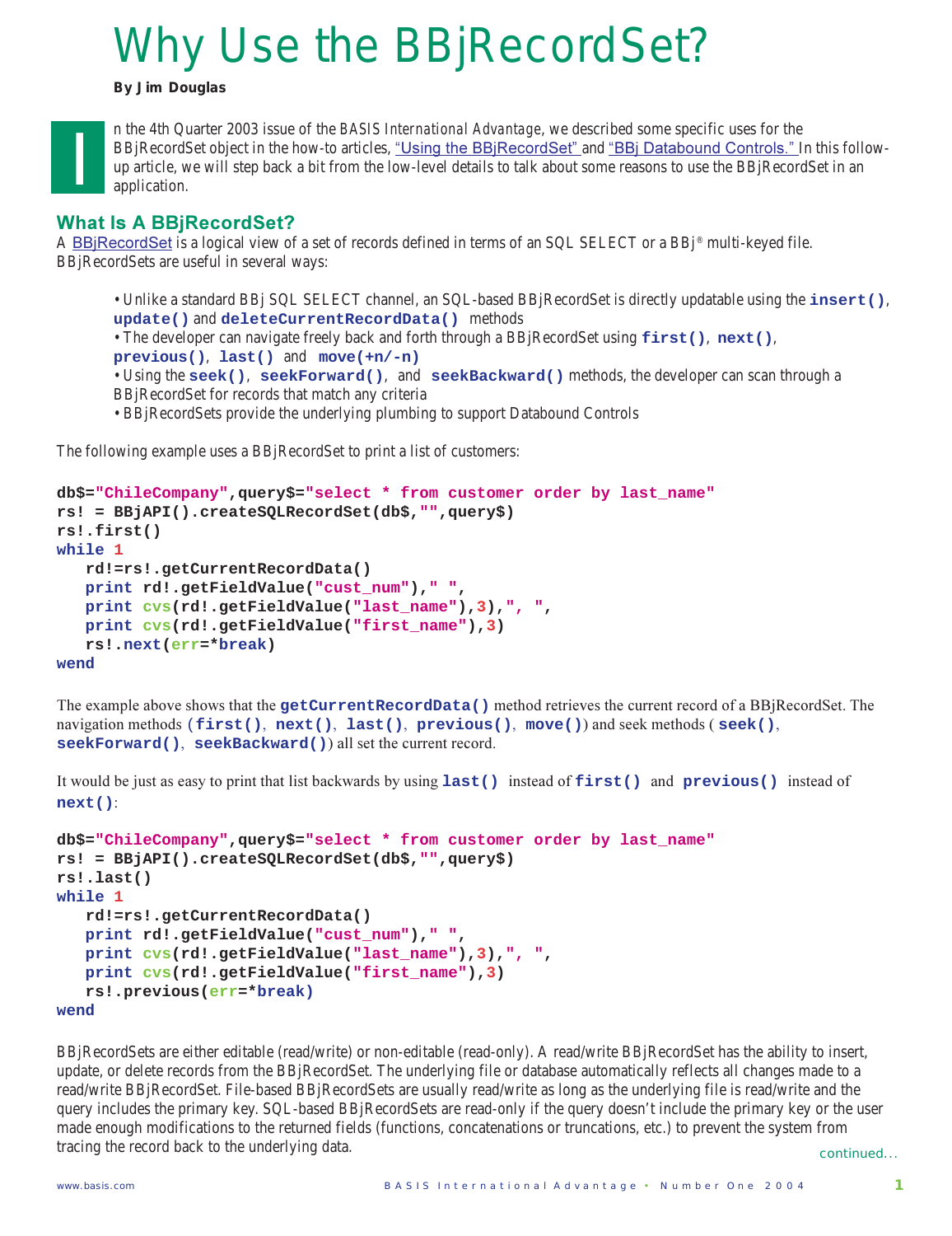# Why Use the BBjRecordSet?

**By Jim Douglas**

In the 4th Quarter 2003 issue of the *BASIS International Advantage*, we described some specific uses for the BBjRecordSet object in the how-to articles, "Using the BBjRecordSet" and "BBj Databound Controls." In this follow-up article, we will step back a bit from the low-level details to talk about some reasons to use the BBjRecordSet in an application.

## What Is A BBjRecordSet?

A BBjRecordSet is a logical view of a set of records defined in terms of an SQL SELECT or a BBj® multi-keyed file. BBjRecordSets are useful in several ways:

- Unlike a standard BBj SQL SELECT channel, an SQL-based BBjRecordSet is directly updatable using the **insert()**, **update()** and **deleteCurrentRecordData()** methods
- The developer can navigate freely back and forth through a BBjRecordSet using **first()**, **next()**, **previous()**, **last()** and **move(+n/-n)**
- Using the **seek()**, **seekForward()**, and **seekBackward()** methods, the developer can scan through a BBjRecordSet for records that match any criteria
- BBjRecordSets provide the underlying plumbing to support Databound Controls

The following example uses a BBjRecordSet to print a list of customers:

```
db$="ChileCompany",query$="select * from customer order by last_name"
rs! = BBjAPI().createSQLRecordSet(db$,"",query$)
rs!.first()
while 1
   rd!=rs!.getCurrentRecordData()
   print rd!.getFieldValue("cust_num")," ",
   print cvs(rd!.getFieldValue("last_name"),3),", ",
   print cvs(rd!.getFieldValue("first_name"),3)
   rs!.next(err=*break)
wend
```

The example above shows that the **getCurrentRecordData()** method retrieves the current record of a BBjRecordSet. The navigation methods (**first()**, **next()**, **last()**, **previous()**, **move()**) and seek methods ( **seek()**, **seekForward()**, **seekBackward()**) all set the current record.

It would be just as easy to print that list backwards by using **last()** instead of **first()** and **previous()** instead of **next()**:

```
db$="ChileCompany",query$="select * from customer order by last_name"
rs! = BBjAPI().createSQLRecordSet(db$,"",query$)
rs!.last()
while 1
   rd!=rs!.getCurrentRecordData()
   print rd!.getFieldValue("cust_num")," ",
   print cvs(rd!.getFieldValue("last_name"),3),", ",
   print cvs(rd!.getFieldValue("first_name"),3)
   rs!.previous(err=*break)
wend
```

BBjRecordSets are either editable (read/write) or non-editable (read-only). A read/write BBjRecordSet has the ability to insert, update, or delete records from the BBjRecordSet. The underlying file or database automatically reflects all changes made to a read/write BBjRecordSet. File-based BBjRecordSets are usually read/write as long as the underlying file is read/write and the query includes the primary key. SQL-based BBjRecordSets are read-only if the query doesn't include the primary key or the user made enough modifications to the returned fields (functions, concatenations or truncations, etc.) to prevent the system from tracing the record back to the underlying data.

continued...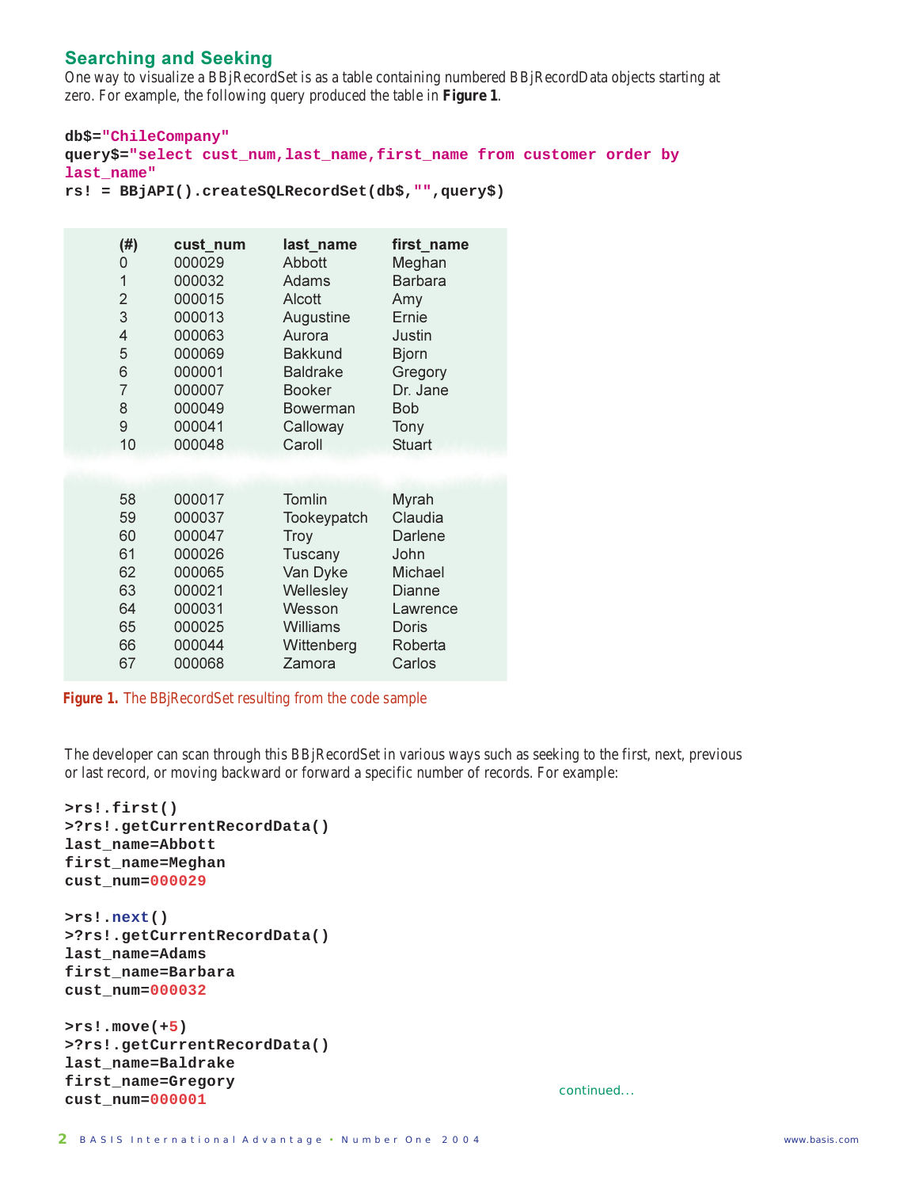## Searching and Seeking

One way to visualize a BBjRecordSet is as a table containing numbered BBjRecordData objects starting at zero. For example, the following query produced the table in **Figure 1**.

```
db$="ChileCompany"
query$="select cust_num,last_name,first_name from customer order by
last_name"
rs! = BBjAPI().createSQLRecordSet(db$,"",query$)
```

| (#) | cust_num | last_name | first_name |
|---|---|---|---|
| 0 | 000029 | Abbott | Meghan |
| 1 | 000032 | Adams | Barbara |
| 2 | 000015 | Alcott | Amy |
| 3 | 000013 | Augustine | Ernie |
| 4 | 000063 | Aurora | Justin |
| 5 | 000069 | Bakkund | Bjorn |
| 6 | 000001 | Baldrake | Gregory |
| 7 | 000007 | Booker | Dr. Jane |
| 8 | 000049 | Bowerman | Bob |
| 9 | 000041 | Calloway | Tony |
| 10 | 000048 | Caroll | Stuart |
| 58 | 000017 | Tomlin | Myrah |
| 59 | 000037 | Tookeypatch | Claudia |
| 60 | 000047 | Troy | Darlene |
| 61 | 000026 | Tuscany | John |
| 62 | 000065 | Van Dyke | Michael |
| 63 | 000021 | Wellesley | Dianne |
| 64 | 000031 | Wesson | Lawrence |
| 65 | 000025 | Williams | Doris |
| 66 | 000044 | Wittenberg | Roberta |
| 67 | 000068 | Zamora | Carlos |

**Figure 1.** The BBjRecordSet resulting from the code sample

The developer can scan through this BBjRecordSet in various ways such as seeking to the first, next, previous or last record, or moving backward or forward a specific number of records. For example:

```
>rs!.first()
>?rs!.getCurrentRecordData()
last_name=Abbott
first_name=Meghan
cust_num=000029

>rs!.next()
>?rs!.getCurrentRecordData()
last_name=Adams
first_name=Barbara
cust_num=000032

>rs!.move(+5)
>?rs!.getCurrentRecordData()
last_name=Baldrake
first_name=Gregory
cust_num=000001
```

continued...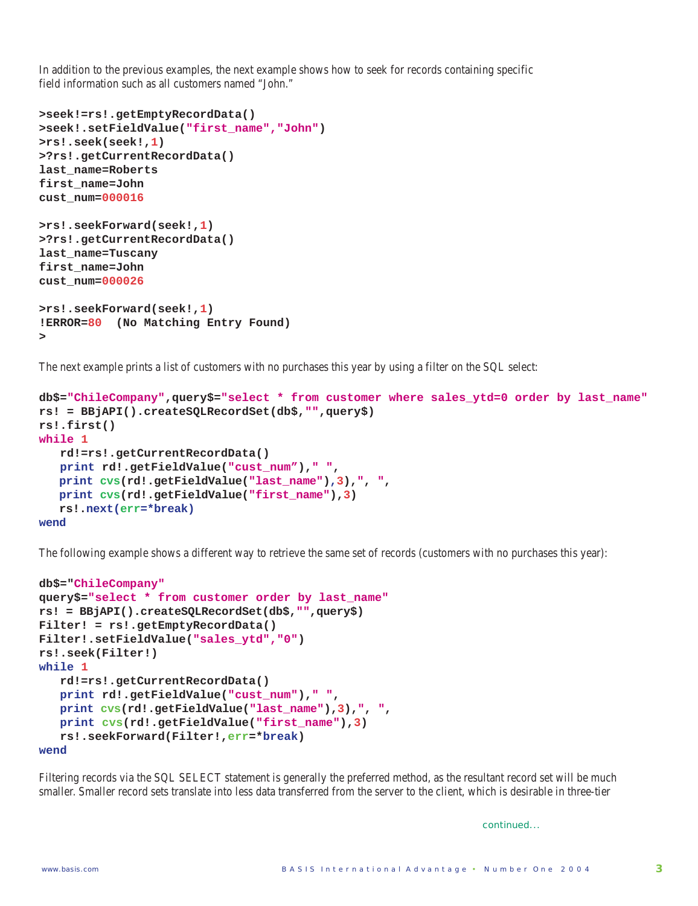In addition to the previous examples, the next example shows how to seek for records containing specific field information such as all customers named "John."

```
>seek!=rs!.getEmptyRecordData()
>seek!.setFieldValue("first_name","John")
>rs!.seek(seek!,1)
>?rs!.getCurrentRecordData()
last_name=Roberts
first_name=John
cust_num=000016

>rs!.seekForward(seek!,1)
>?rs!.getCurrentRecordData()
last_name=Tuscany
first_name=John
cust_num=000026

>rs!.seekForward(seek!,1)
!ERROR=80  (No Matching Entry Found)
>
```

The next example prints a list of customers with no purchases this year by using a filter on the SQL select:

```
db$="ChileCompany",query$="select * from customer where sales_ytd=0 order by last_name"
rs! = BBjAPI().createSQLRecordSet(db$,"",query$)
rs!.first()
while 1
   rd!=rs!.getCurrentRecordData()
   print rd!.getFieldValue("cust_num”)," ",
   print cvs(rd!.getFieldValue("last_name"),3),", ",
   print cvs(rd!.getFieldValue("first_name"),3)
   rs!.next(err=*break)
wend
```

The following example shows a different way to retrieve the same set of records (customers with no purchases this year):

```
db$="ChileCompany"
query$="select * from customer order by last_name"
rs! = BBjAPI().createSQLRecordSet(db$,"",query$)
Filter! = rs!.getEmptyRecordData()
Filter!.setFieldValue("sales_ytd","0")
rs!.seek(Filter!)
while 1
   rd!=rs!.getCurrentRecordData()
   print rd!.getFieldValue("cust_num")," ",
   print cvs(rd!.getFieldValue("last_name"),3),", ",
   print cvs(rd!.getFieldValue("first_name"),3)
   rs!.seekForward(Filter!,err=*break)
wend
```

Filtering records via the SQL SELECT statement is generally the preferred method, as the resultant record set will be much smaller. Smaller record sets translate into less data transferred from the server to the client, which is desirable in three-tier

continued...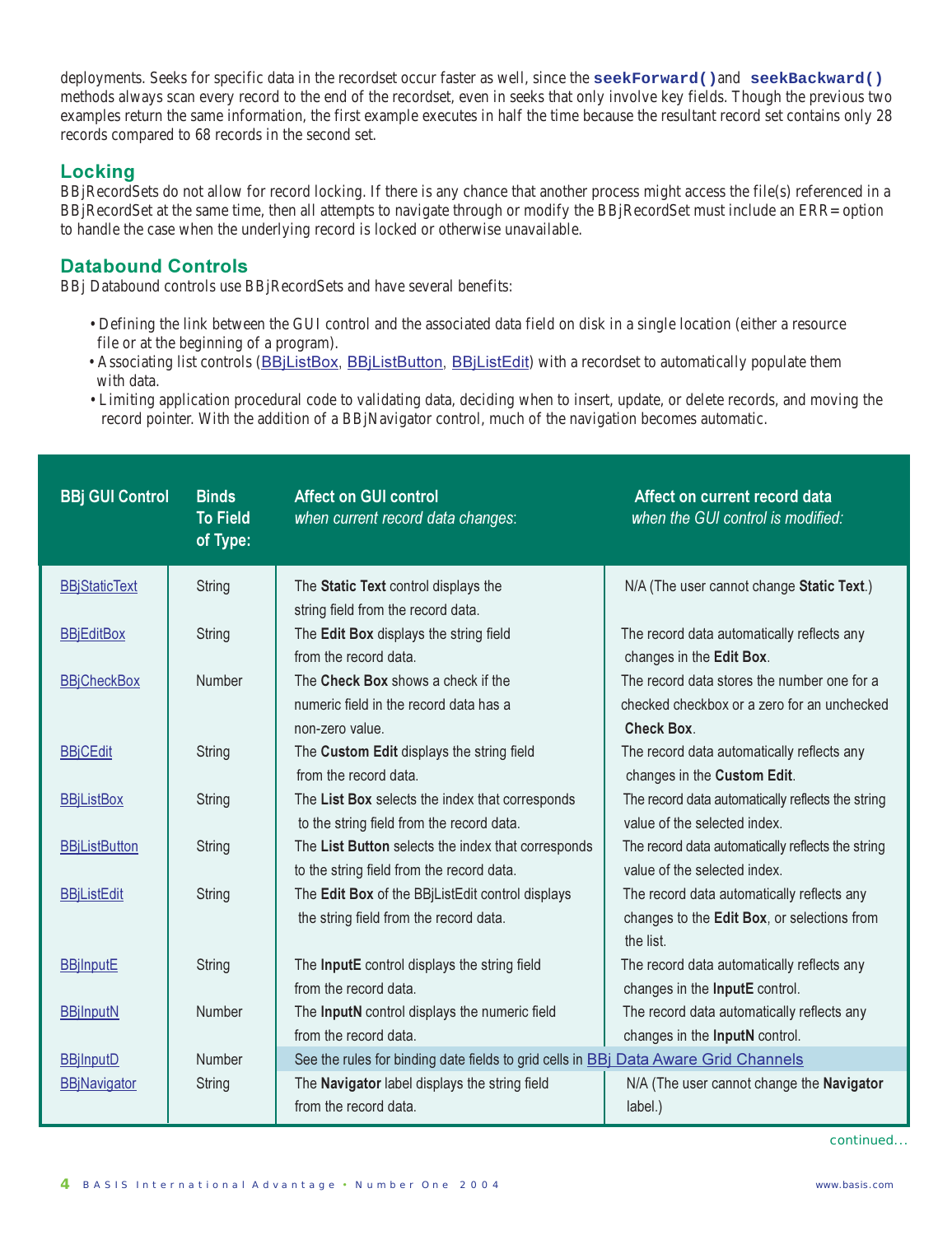deployments. Seeks for specific data in the recordset occur faster as well, since the **`seekForward()`** and **`seekBackward()`** methods always scan every record to the end of the recordset, even in seeks that only involve key fields. Though the previous two examples return the same information, the first example executes in half the time because the resultant record set contains only 28 records compared to 68 records in the second set.

## Locking

BBjRecordSets do not allow for record locking. If there is any chance that another process might access the file(s) referenced in a BBjRecordSet at the same time, then all attempts to navigate through or modify the BBjRecordSet must include an ERR= option to handle the case when the underlying record is locked or otherwise unavailable.

## Databound Controls

BBj Databound controls use BBjRecordSets and have several benefits:

- Defining the link between the GUI control and the associated data field on disk in a single location (either a resource file or at the beginning of a program).
- Associating list controls (BBjListBox, BBjListButton, BBjListEdit) with a recordset to automatically populate them with data.
- Limiting application procedural code to validating data, deciding when to insert, update, or delete records, and moving the record pointer. With the addition of a BBjNavigator control, much of the navigation becomes automatic.

| BBj GUI Control | Binds To Field of Type: | Affect on GUI control *when current record data changes*: | Affect on current record data *when the GUI control is modified:* |
|---|---|---|---|
| BBjStaticText | String | The **Static Text** control displays the string field from the record data. | N/A (The user cannot change **Static Text**.) |
| BBjEditBox | String | The **Edit Box** displays the string field from the record data. | The record data automatically reflects any changes in the **Edit Box**. |
| BBjCheckBox | Number | The **Check Box** shows a check if the numeric field in the record data has a non-zero value. | The record data stores the number one for a checked checkbox or a zero for an unchecked **Check Box**. |
| BBjCEdit | String | The **Custom Edit** displays the string field from the record data. | The record data automatically reflects any changes in the **Custom Edit**. |
| BBjListBox | String | The **List Box** selects the index that corresponds to the string field from the record data. | The record data automatically reflects the string value of the selected index. |
| BBjListButton | String | The **List Button** selects the index that corresponds to the string field from the record data. | The record data automatically reflects the string value of the selected index. |
| BBjListEdit | String | The **Edit Box** of the BBjListEdit control displays the string field from the record data. | The record data automatically reflects any changes to the **Edit Box**, or selections from the list. |
| BBjInputE | String | The **InputE** control displays the string field from the record data. | The record data automatically reflects any changes in the **InputE** control. |
| BBjInputN | Number | The **InputN** control displays the numeric field from the record data. | The record data automatically reflects any changes in the **InputN** control. |
| BBjInputD | Number | See the rules for binding date fields to grid cells in BBj Data Aware Grid Channels | |
| BBjNavigator | String | The **Navigator** label displays the string field from the record data. | N/A (The user cannot change the **Navigator** label.) |

continued...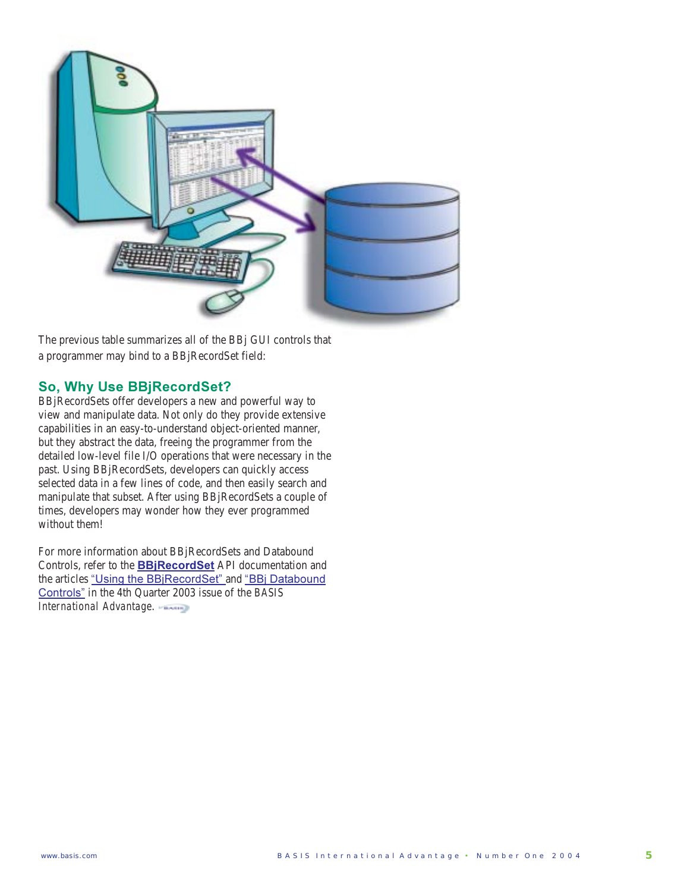The previous table summarizes all of the BBj GUI controls that a programmer may bind to a BBjRecordSet field:

## So, Why Use BBjRecordSet?

BBjRecordSets offer developers a new and powerful way to view and manipulate data. Not only do they provide extensive capabilities in an easy-to-understand object-oriented manner, but they abstract the data, freeing the programmer from the detailed low-level file I/O operations that were necessary in the past. Using BBjRecordSets, developers can quickly access selected data in a few lines of code, and then easily search and manipulate that subset. After using BBjRecordSets a couple of times, developers may wonder how they ever programmed without them!

For more information about BBjRecordSets and Databound Controls, refer to the **BBjRecordSet** API documentation and the articles "Using the BBjRecordSet" and "BBj Databound Controls" in the 4th Quarter 2003 issue of the *BASIS International Advantage*.